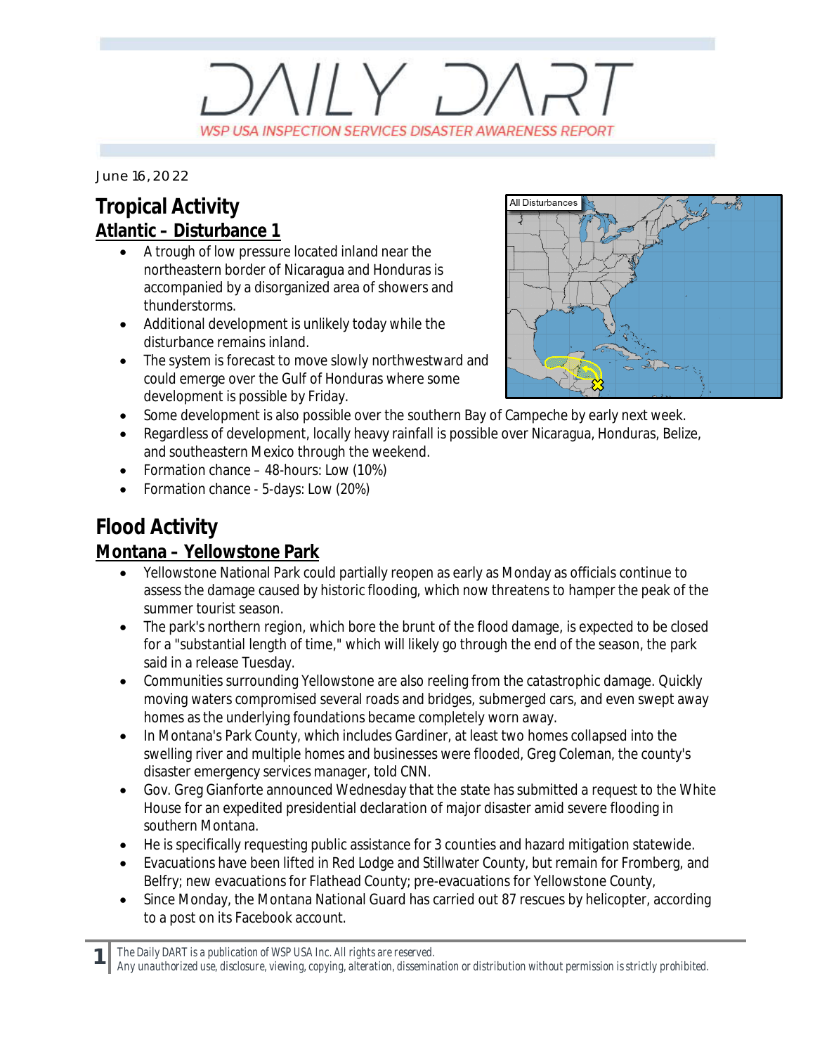# DAILY DART

WSP USA INSPECTION SERVICES DISASTER AWARENESS REPORT

June 16, 2022

## Tropical Activity

### Atlantic – Disturbance 1

- A trough of low pressure located inland near the northeastern border of Nicaragua and Honduras is accompanied by a disorganized area of showers and thunderstorms.
- Additional development is unlikely today while the disturbance remains inland.
- The system is forecast to move slowly northwestward and could emerge over the Gulf of Honduras where some development is possible by Friday.
- Some development is also possible over the southern Bay of Campeche by early next week.
- Regardless of development, locally heavy rainfall is possible over Nicaragua, Honduras, Belize, and southeastern Mexico through the weekend.
- Formation chance – 48-hours: Low (10%)
- Formation chance - 5-days: Low (20%)

## Flood Activity

### Montana – Yellowstone Park

- Yellowstone National Park could partially reopen as early as Monday as officials continue to assess the damage caused by historic flooding, which now threatens to hamper the peak of the summer tourist season.
- The park's northern region, which bore the brunt of the flood damage, is expected to be closed for a "substantial length of time," which will likely go through the end of the season, the park said in a release Tuesday.
- Communities surrounding Yellowstone are also reeling from the catastrophic damage. Quickly moving waters compromised several roads and bridges, submerged cars, and even swept away homes as the underlying foundations became completely worn away.
- In Montana's Park County, which includes Gardiner, at least two homes collapsed into the swelling river and multiple homes and businesses were flooded, Greg Coleman, the county's disaster emergency services manager, told CNN.
- Gov. Greg Gianforte announced Wednesday that the state has submitted a request to the White House for an expedited presidential declaration of major disaster amid severe flooding in southern Montana.
- He is specifically requesting public assistance for 3 counties and hazard mitigation statewide.
- Evacuations have been lifted in Red Lodge and Stillwater County, but remain for Fromberg, and Belfry; new evacuations for Flathead County; pre-evacuations for Yellowstone County,
- Since Monday, the Montana National Guard has carried out 87 rescues by helicopter, according to a post on its Facebook account.

*The Daily DART is a publication of WSP USA Inc. All rights are reserved.*
*Any unauthorized use, disclosure, viewing, copying, alteration, dissemination or distribution without permission is strictly prohibited.*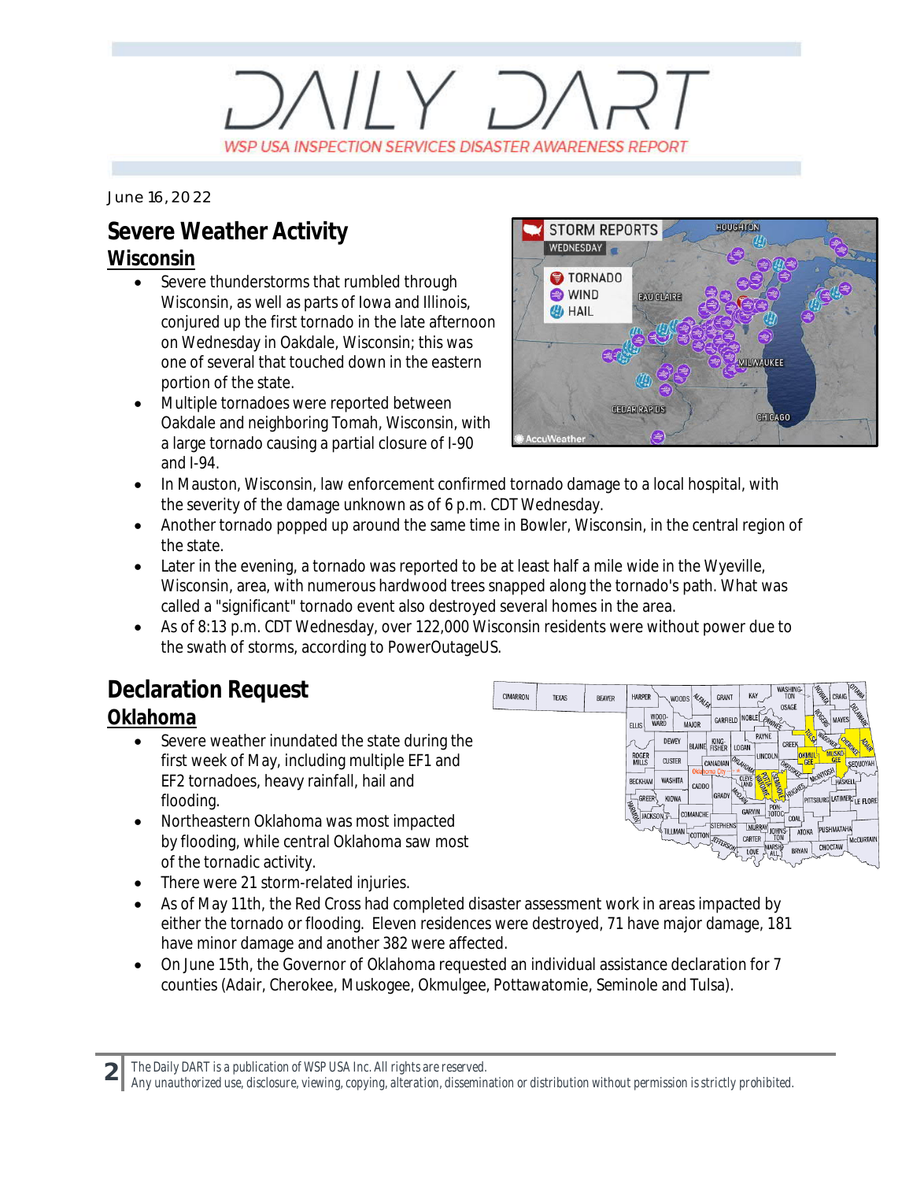# DAILY DART

WSP USA INSPECTION SERVICES DISASTER AWARENESS REPORT

June 16, 2022

## Severe Weather Activity

### Wisconsin

- Severe thunderstorms that rumbled through Wisconsin, as well as parts of Iowa and Illinois, conjured up the first tornado in the late afternoon on Wednesday in Oakdale, Wisconsin; this was one of several that touched down in the eastern portion of the state.
- Multiple tornadoes were reported between Oakdale and neighboring Tomah, Wisconsin, with a large tornado causing a partial closure of I-90 and I-94.
- In Mauston, Wisconsin, law enforcement confirmed tornado damage to a local hospital, with the severity of the damage unknown as of 6 p.m. CDT Wednesday.
- Another tornado popped up around the same time in Bowler, Wisconsin, in the central region of the state.
- Later in the evening, a tornado was reported to be at least half a mile wide in the Wyeville, Wisconsin, area, with numerous hardwood trees snapped along the tornado's path. What was called a "significant" tornado event also destroyed several homes in the area.
- As of 8:13 p.m. CDT Wednesday, over 122,000 Wisconsin residents were without power due to the swath of storms, according to PowerOutageUS.

## Declaration Request

### Oklahoma

- Severe weather inundated the state during the first week of May, including multiple EF1 and EF2 tornadoes, heavy rainfall, hail and flooding.
- Northeastern Oklahoma was most impacted by flooding, while central Oklahoma saw most of the tornadic activity.
- There were 21 storm-related injuries.
- As of May 11th, the Red Cross had completed disaster assessment work in areas impacted by either the tornado or flooding. Eleven residences were destroyed, 71 have major damage, 181 have minor damage and another 382 were affected.
- On June 15th, the Governor of Oklahoma requested an individual assistance declaration for 7 counties (Adair, Cherokee, Muskogee, Okmulgee, Pottawatomie, Seminole and Tulsa).

*The Daily DART is a publication of WSP USA Inc. All rights are reserved.*
*Any unauthorized use, disclosure, viewing, copying, alteration, dissemination or distribution without permission is strictly prohibited.*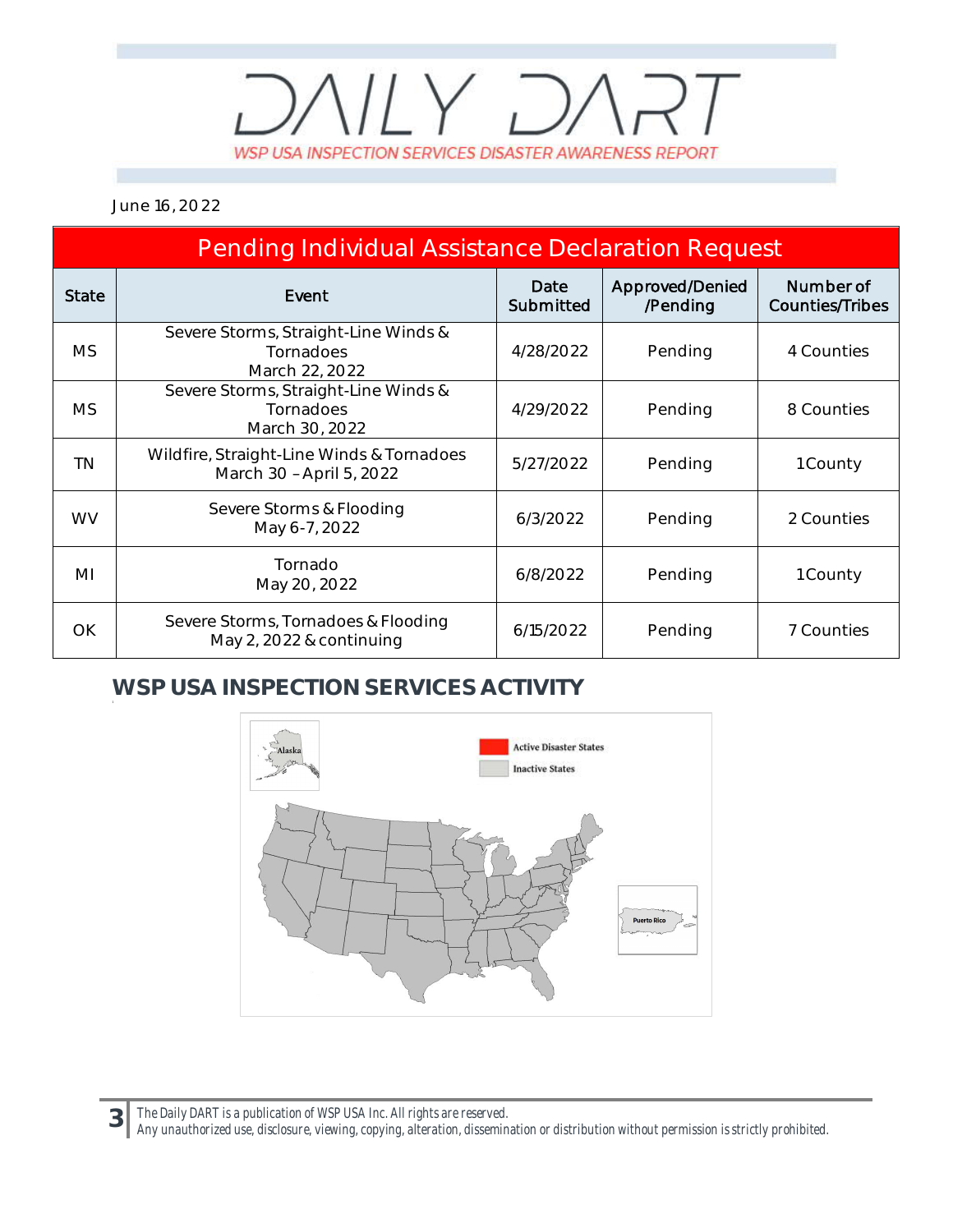# DAILY DART

WSP USA INSPECTION SERVICES DISASTER AWARENESS REPORT

June 16, 2022

## Pending Individual Assistance Declaration Request

| State | Event | Date Submitted | Approved/Denied /Pending | Number of Counties/Tribes |
|---|---|---|---|---|
| MS | Severe Storms, Straight-Line Winds & Tornadoes March 22, 2022 | 4/28/2022 | Pending | 4 Counties |
| MS | Severe Storms, Straight-Line Winds & Tornadoes March 30, 2022 | 4/29/2022 | Pending | 8 Counties |
| TN | Wildfire, Straight-Line Winds & Tornadoes March 30 – April 5, 2022 | 5/27/2022 | Pending | 1 County |
| WV | Severe Storms & Flooding May 6-7, 2022 | 6/3/2022 | Pending | 2 Counties |
| MI | Tornado May 20, 2022 | 6/8/2022 | Pending | 1 County |
| OK | Severe Storms, Tornadoes & Flooding May 2, 2022 & continuing | 6/15/2022 | Pending | 7 Counties |

## WSP USA INSPECTION SERVICES ACTIVITY

Active Disaster States

Inactive States

Alaska

Puerto Rico

*The Daily DART is a publication of WSP USA Inc. All rights are reserved.*
*Any unauthorized use, disclosure, viewing, copying, alteration, dissemination or distribution without permission is strictly prohibited.*